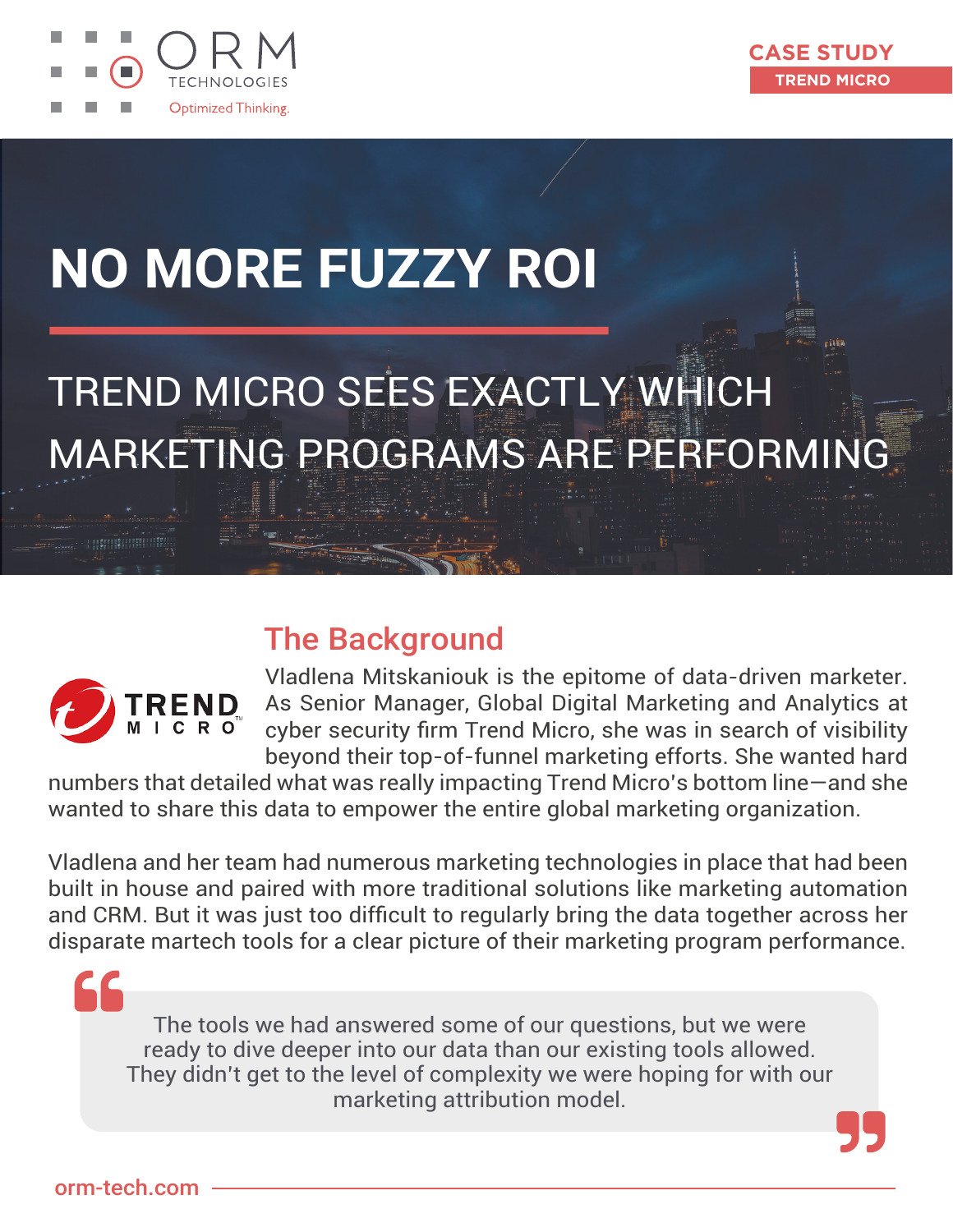CASE STUDY
TREND MICRO

# NO MORE FUZZY ROI

## TREND MICRO SEES EXACTLY WHICH MARKETING PROGRAMS ARE PERFORMING

## The Background

Vladlena Mitskaniouk is the epitome of data-driven marketer. As Senior Manager, Global Digital Marketing and Analytics at cyber security firm Trend Micro, she was in search of visibility beyond their top-of-funnel marketing efforts. She wanted hard numbers that detailed what was really impacting Trend Micro's bottom line—and she wanted to share this data to empower the entire global marketing organization.

Vladlena and her team had numerous marketing technologies in place that had been built in house and paired with more traditional solutions like marketing automation and CRM. But it was just too difficult to regularly bring the data together across her disparate martech tools for a clear picture of their marketing program performance.

> The tools we had answered some of our questions, but we were ready to dive deeper into our data than our existing tools allowed. They didn't get to the level of complexity we were hoping for with our marketing attribution model.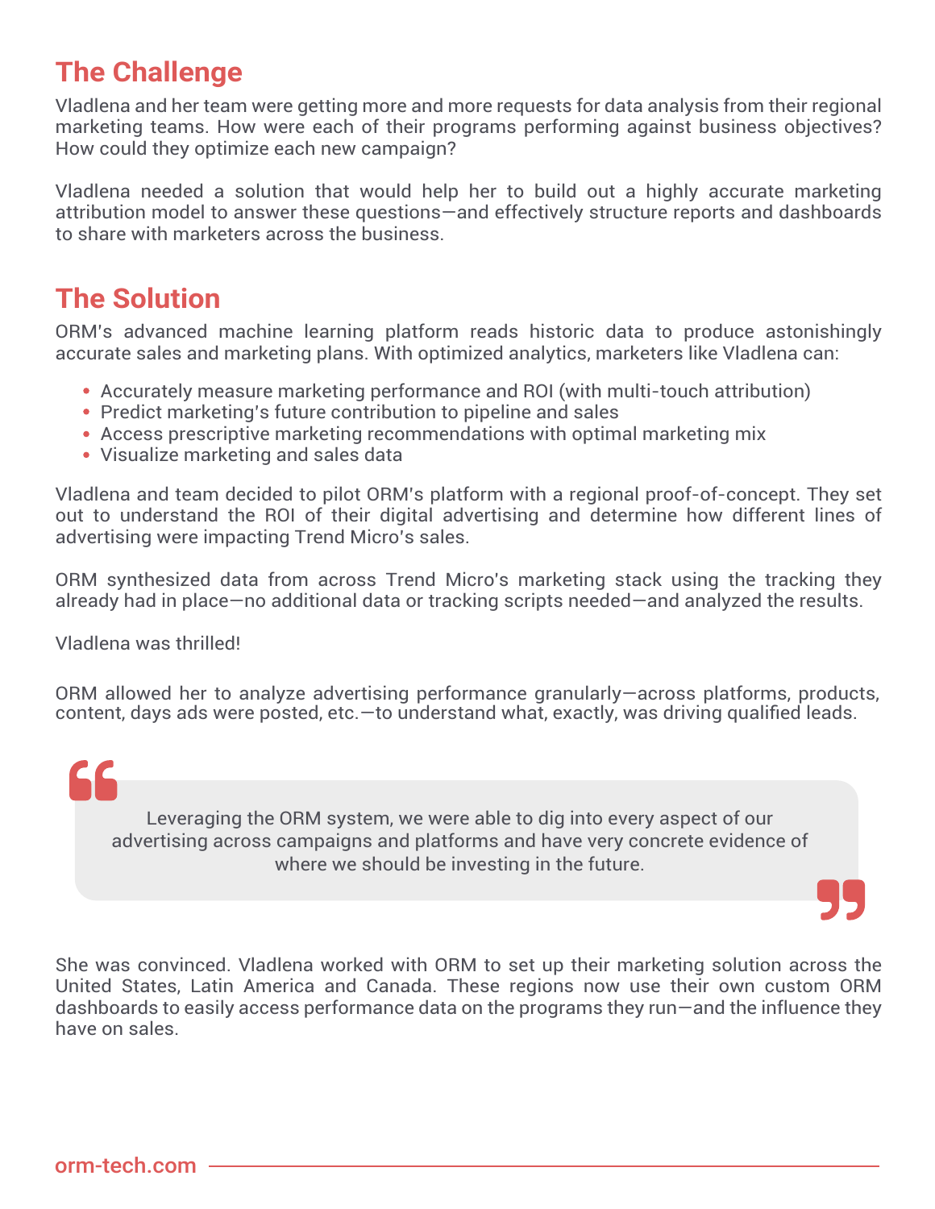## The Challenge

Vladlena and her team were getting more and more requests for data analysis from their regional marketing teams. How were each of their programs performing against business objectives? How could they optimize each new campaign?

Vladlena needed a solution that would help her to build out a highly accurate marketing attribution model to answer these questions—and effectively structure reports and dashboards to share with marketers across the business.

## The Solution

ORM's advanced machine learning platform reads historic data to produce astonishingly accurate sales and marketing plans. With optimized analytics, marketers like Vladlena can:

- Accurately measure marketing performance and ROI (with multi-touch attribution)
- Predict marketing's future contribution to pipeline and sales
- Access prescriptive marketing recommendations with optimal marketing mix
- Visualize marketing and sales data

Vladlena and team decided to pilot ORM's platform with a regional proof-of-concept. They set out to understand the ROI of their digital advertising and determine how different lines of advertising were impacting Trend Micro's sales.

ORM synthesized data from across Trend Micro's marketing stack using the tracking they already had in place—no additional data or tracking scripts needed—and analyzed the results.

Vladlena was thrilled!

ORM allowed her to analyze advertising performance granularly—across platforms, products, content, days ads were posted, etc.—to understand what, exactly, was driving qualified leads.

> "Leveraging the ORM system, we were able to dig into every aspect of our advertising across campaigns and platforms and have very concrete evidence of where we should be investing in the future."

She was convinced. Vladlena worked with ORM to set up their marketing solution across the United States, Latin America and Canada. These regions now use their own custom ORM dashboards to easily access performance data on the programs they run—and the influence they have on sales.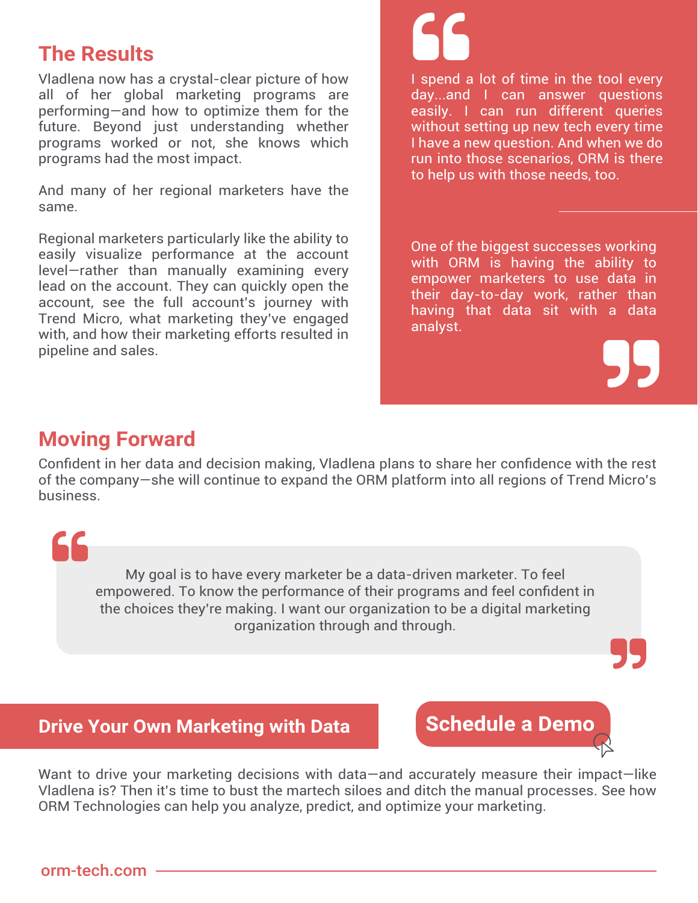## The Results

Vladlena now has a crystal-clear picture of how all of her global marketing programs are performing—and how to optimize them for the future. Beyond just understanding whether programs worked or not, she knows which programs had the most impact.

And many of her regional marketers have the same.

Regional marketers particularly like the ability to easily visualize performance at the account level—rather than manually examining every lead on the account. They can quickly open the account, see the full account's journey with Trend Micro, what marketing they've engaged with, and how their marketing efforts resulted in pipeline and sales.

> I spend a lot of time in the tool every day...and I can answer questions easily. I can run different queries without setting up new tech every time I have a new question. And when we do run into those scenarios, ORM is there to help us with those needs, too.
>
> One of the biggest successes working with ORM is having the ability to empower marketers to use data in their day-to-day work, rather than having that data sit with a data analyst.

## Moving Forward

Confident in her data and decision making, Vladlena plans to share her confidence with the rest of the company—she will continue to expand the ORM platform into all regions of Trend Micro's business.

> My goal is to have every marketer be a data-driven marketer. To feel empowered. To know the performance of their programs and feel confident in the choices they're making. I want our organization to be a digital marketing organization through and through.

## Drive Your Own Marketing with Data

**Schedule a Demo**

Want to drive your marketing decisions with data—and accurately measure their impact—like Vladlena is? Then it's time to bust the martech siloes and ditch the manual processes. See how ORM Technologies can help you analyze, predict, and optimize your marketing.

orm-tech.com